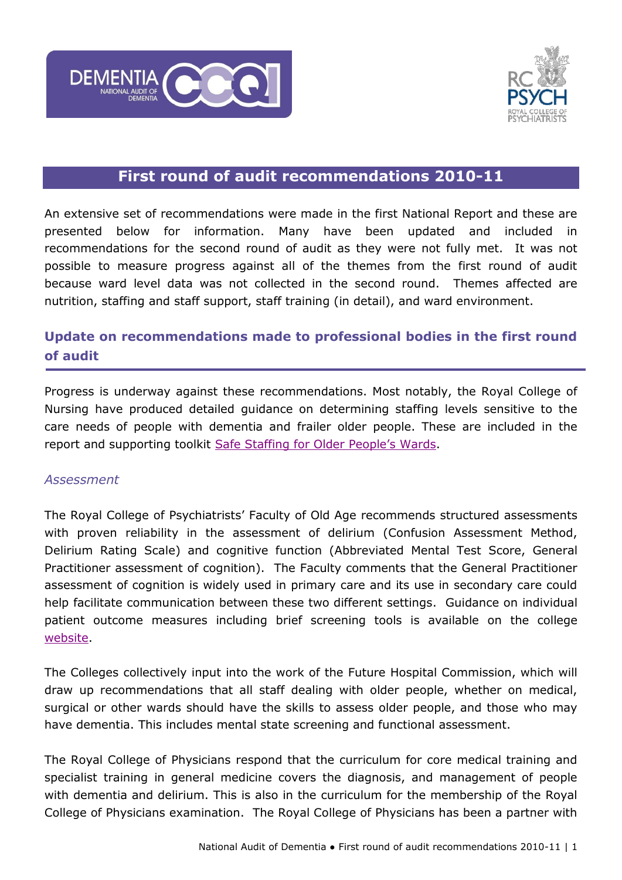# First round of audit recommendations 2010-11

An extensive set of recommendations were made in the first National Report and these are presented below for information. Many have been updated and included in recommendations for the second round of audit as they were not fully met. It was not possible to measure progress against all of the themes from the first round of audit because ward level data was not collected in the second round. Themes affected are nutrition, staffing and staff support, staff training (in detail), and ward environment.

## Update on recommendations made to professional bodies in the first round of audit

Progress is underway against these recommendations. Most notably, the Royal College of Nursing have produced detailed guidance on determining staffing levels sensitive to the care needs of people with dementia and frailer older people. These are included in the report and supporting toolkit Safe Staffing for Older People's Wards.

### *Assessment*

The Royal College of Psychiatrists' Faculty of Old Age recommends structured assessments with proven reliability in the assessment of delirium (Confusion Assessment Method, Delirium Rating Scale) and cognitive function (Abbreviated Mental Test Score, General Practitioner assessment of cognition). The Faculty comments that the General Practitioner assessment of cognition is widely used in primary care and its use in secondary care could help facilitate communication between these two different settings. Guidance on individual patient outcome measures including brief screening tools is available on the college website.

The Colleges collectively input into the work of the Future Hospital Commission, which will draw up recommendations that all staff dealing with older people, whether on medical, surgical or other wards should have the skills to assess older people, and those who may have dementia. This includes mental state screening and functional assessment.

The Royal College of Physicians respond that the curriculum for core medical training and specialist training in general medicine covers the diagnosis, and management of people with dementia and delirium. This is also in the curriculum for the membership of the Royal College of Physicians examination. The Royal College of Physicians has been a partner with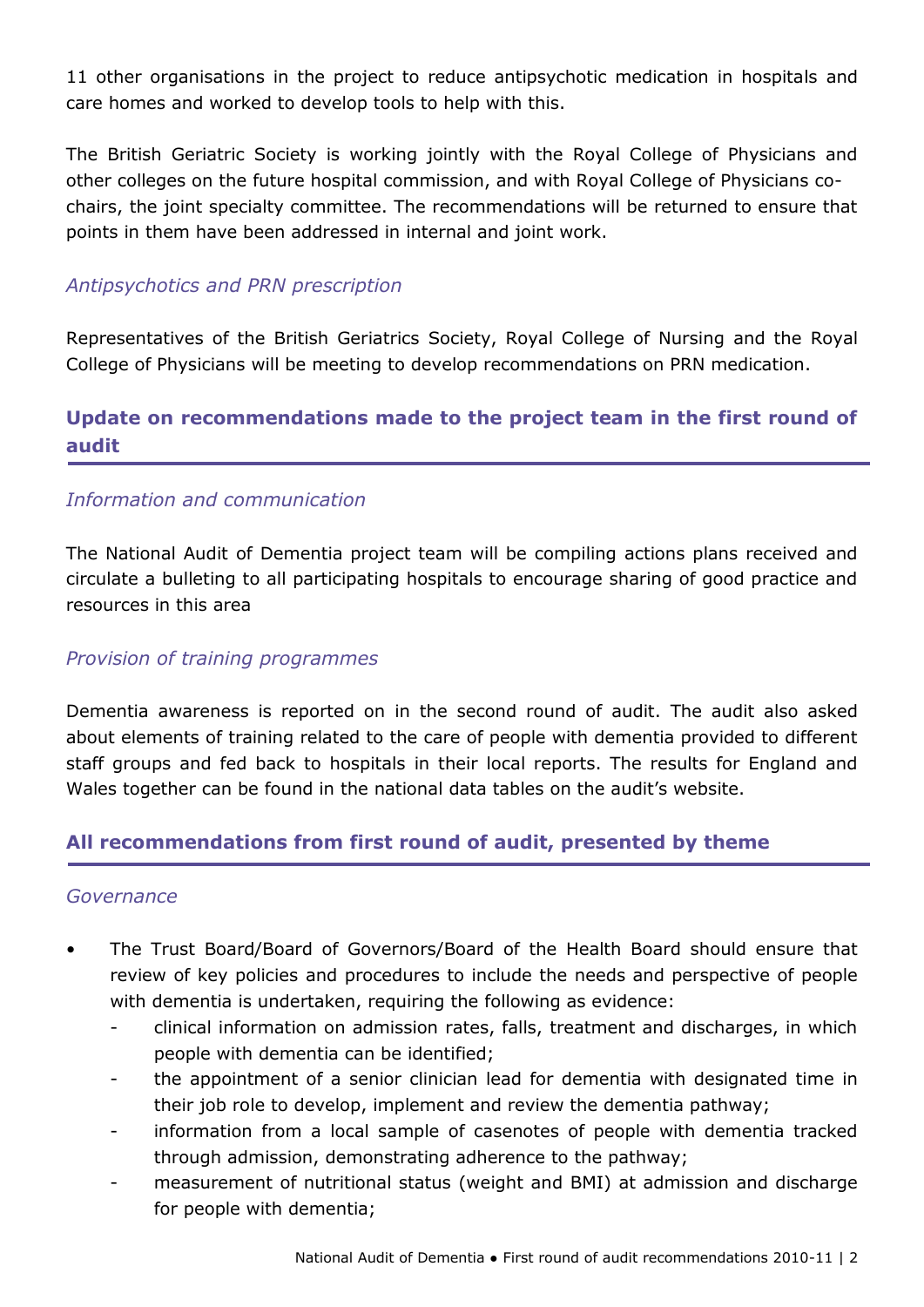11 other organisations in the project to reduce antipsychotic medication in hospitals and care homes and worked to develop tools to help with this.

The British Geriatric Society is working jointly with the Royal College of Physicians and other colleges on the future hospital commission, and with Royal College of Physicians co-chairs, the joint specialty committee. The recommendations will be returned to ensure that points in them have been addressed in internal and joint work.

### *Antipsychotics and PRN prescription*

Representatives of the British Geriatrics Society, Royal College of Nursing and the Royal College of Physicians will be meeting to develop recommendations on PRN medication.

## Update on recommendations made to the project team in the first round of audit

### *Information and communication*

The National Audit of Dementia project team will be compiling actions plans received and circulate a bulleting to all participating hospitals to encourage sharing of good practice and resources in this area

### *Provision of training programmes*

Dementia awareness is reported on in the second round of audit. The audit also asked about elements of training related to the care of people with dementia provided to different staff groups and fed back to hospitals in their local reports. The results for England and Wales together can be found in the national data tables on the audit's website.

## All recommendations from first round of audit, presented by theme

### *Governance*

- The Trust Board/Board of Governors/Board of the Health Board should ensure that review of key policies and procedures to include the needs and perspective of people with dementia is undertaken, requiring the following as evidence:
  - clinical information on admission rates, falls, treatment and discharges, in which people with dementia can be identified;
  - the appointment of a senior clinician lead for dementia with designated time in their job role to develop, implement and review the dementia pathway;
  - information from a local sample of casenotes of people with dementia tracked through admission, demonstrating adherence to the pathway;
  - measurement of nutritional status (weight and BMI) at admission and discharge for people with dementia;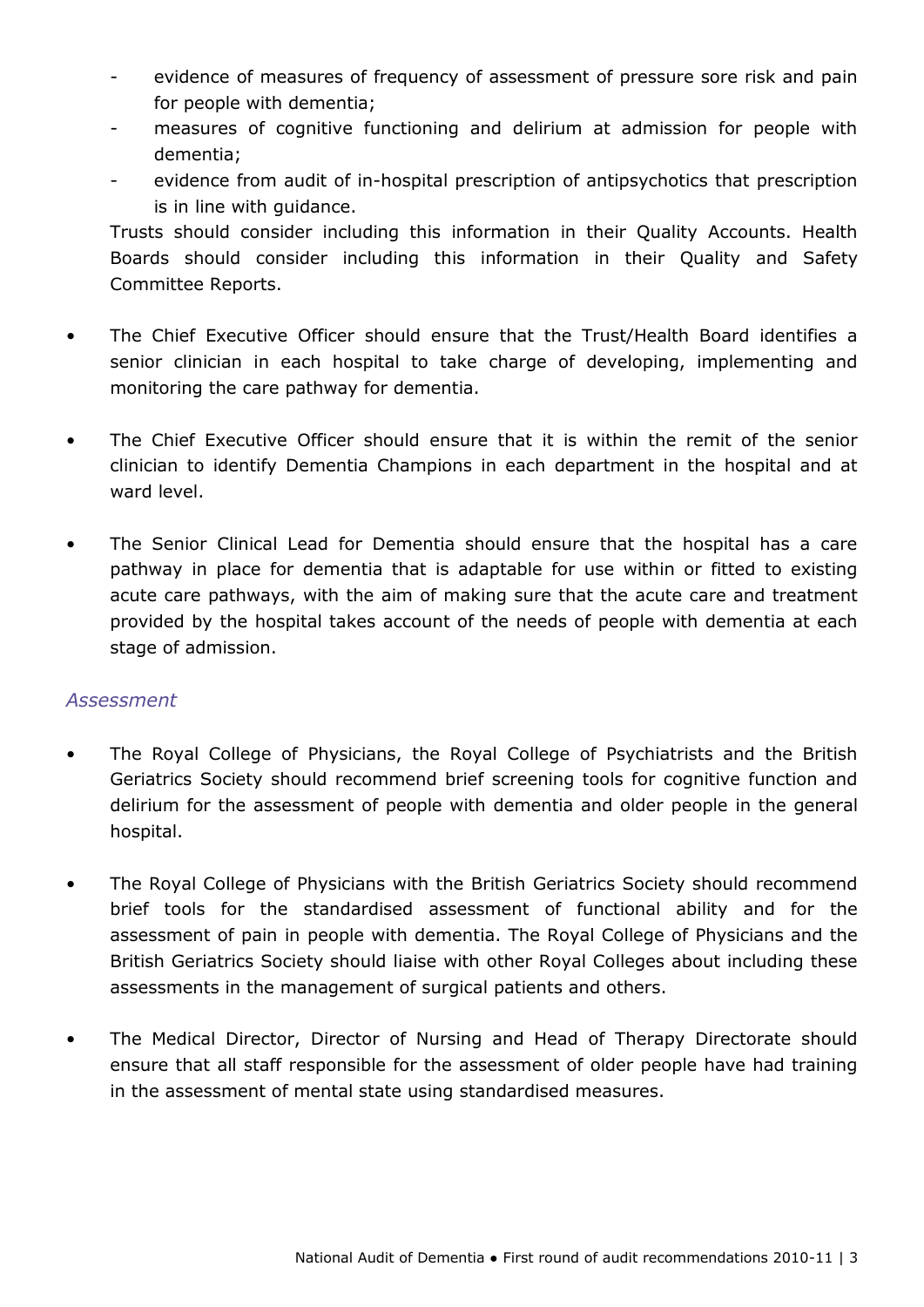- evidence of measures of frequency of assessment of pressure sore risk and pain for people with dementia;
- measures of cognitive functioning and delirium at admission for people with dementia;
- evidence from audit of in-hospital prescription of antipsychotics that prescription is in line with guidance.

  Trusts should consider including this information in their Quality Accounts. Health Boards should consider including this information in their Quality and Safety Committee Reports.

- The Chief Executive Officer should ensure that the Trust/Health Board identifies a senior clinician in each hospital to take charge of developing, implementing and monitoring the care pathway for dementia.

- The Chief Executive Officer should ensure that it is within the remit of the senior clinician to identify Dementia Champions in each department in the hospital and at ward level.

- The Senior Clinical Lead for Dementia should ensure that the hospital has a care pathway in place for dementia that is adaptable for use within or fitted to existing acute care pathways, with the aim of making sure that the acute care and treatment provided by the hospital takes account of the needs of people with dementia at each stage of admission.

### *Assessment*

- The Royal College of Physicians, the Royal College of Psychiatrists and the British Geriatrics Society should recommend brief screening tools for cognitive function and delirium for the assessment of people with dementia and older people in the general hospital.

- The Royal College of Physicians with the British Geriatrics Society should recommend brief tools for the standardised assessment of functional ability and for the assessment of pain in people with dementia. The Royal College of Physicians and the British Geriatrics Society should liaise with other Royal Colleges about including these assessments in the management of surgical patients and others.

- The Medical Director, Director of Nursing and Head of Therapy Directorate should ensure that all staff responsible for the assessment of older people have had training in the assessment of mental state using standardised measures.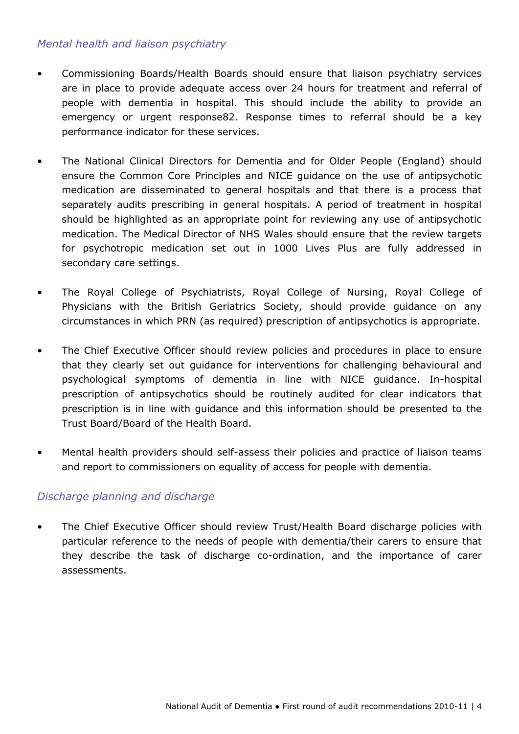*Mental health and liaison psychiatry*

- Commissioning Boards/Health Boards should ensure that liaison psychiatry services are in place to provide adequate access over 24 hours for treatment and referral of people with dementia in hospital. This should include the ability to provide an emergency or urgent response82. Response times to referral should be a key performance indicator for these services.

- The National Clinical Directors for Dementia and for Older People (England) should ensure the Common Core Principles and NICE guidance on the use of antipsychotic medication are disseminated to general hospitals and that there is a process that separately audits prescribing in general hospitals. A period of treatment in hospital should be highlighted as an appropriate point for reviewing any use of antipsychotic medication. The Medical Director of NHS Wales should ensure that the review targets for psychotropic medication set out in 1000 Lives Plus are fully addressed in secondary care settings.

- The Royal College of Psychiatrists, Royal College of Nursing, Royal College of Physicians with the British Geriatrics Society, should provide guidance on any circumstances in which PRN (as required) prescription of antipsychotics is appropriate.

- The Chief Executive Officer should review policies and procedures in place to ensure that they clearly set out guidance for interventions for challenging behavioural and psychological symptoms of dementia in line with NICE guidance. In-hospital prescription of antipsychotics should be routinely audited for clear indicators that prescription is in line with guidance and this information should be presented to the Trust Board/Board of the Health Board.

- Mental health providers should self-assess their policies and practice of liaison teams and report to commissioners on equality of access for people with dementia.

*Discharge planning and discharge*

- The Chief Executive Officer should review Trust/Health Board discharge policies with particular reference to the needs of people with dementia/their carers to ensure that they describe the task of discharge co-ordination, and the importance of carer assessments.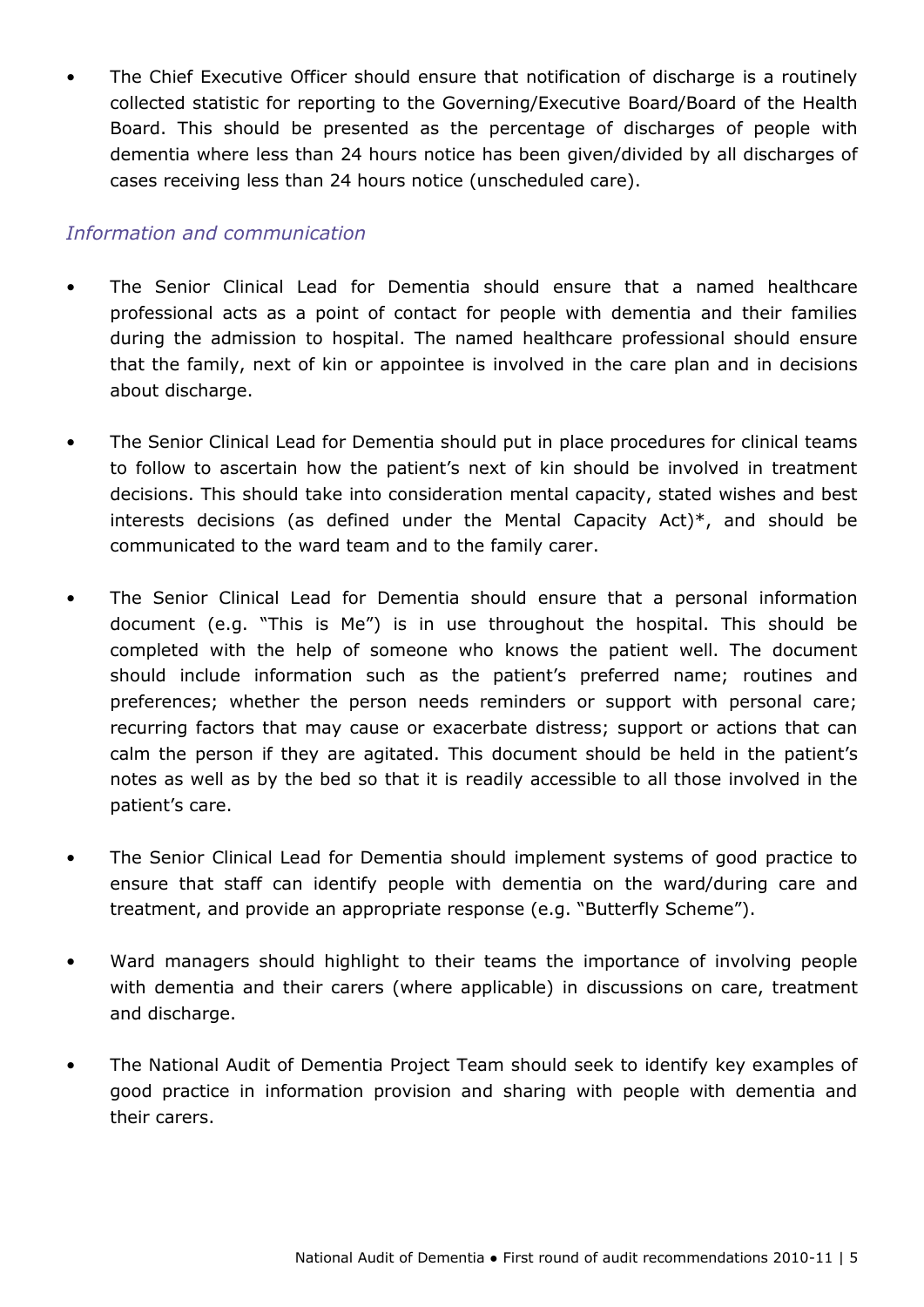- The Chief Executive Officer should ensure that notification of discharge is a routinely collected statistic for reporting to the Governing/Executive Board/Board of the Health Board. This should be presented as the percentage of discharges of people with dementia where less than 24 hours notice has been given/divided by all discharges of cases receiving less than 24 hours notice (unscheduled care).

*Information and communication*

- The Senior Clinical Lead for Dementia should ensure that a named healthcare professional acts as a point of contact for people with dementia and their families during the admission to hospital. The named healthcare professional should ensure that the family, next of kin or appointee is involved in the care plan and in decisions about discharge.

- The Senior Clinical Lead for Dementia should put in place procedures for clinical teams to follow to ascertain how the patient's next of kin should be involved in treatment decisions. This should take into consideration mental capacity, stated wishes and best interests decisions (as defined under the Mental Capacity Act)*, and should be communicated to the ward team and to the family carer.

- The Senior Clinical Lead for Dementia should ensure that a personal information document (e.g. "This is Me") is in use throughout the hospital. This should be completed with the help of someone who knows the patient well. The document should include information such as the patient's preferred name; routines and preferences; whether the person needs reminders or support with personal care; recurring factors that may cause or exacerbate distress; support or actions that can calm the person if they are agitated. This document should be held in the patient's notes as well as by the bed so that it is readily accessible to all those involved in the patient's care.

- The Senior Clinical Lead for Dementia should implement systems of good practice to ensure that staff can identify people with dementia on the ward/during care and treatment, and provide an appropriate response (e.g. "Butterfly Scheme").

- Ward managers should highlight to their teams the importance of involving people with dementia and their carers (where applicable) in discussions on care, treatment and discharge.

- The National Audit of Dementia Project Team should seek to identify key examples of good practice in information provision and sharing with people with dementia and their carers.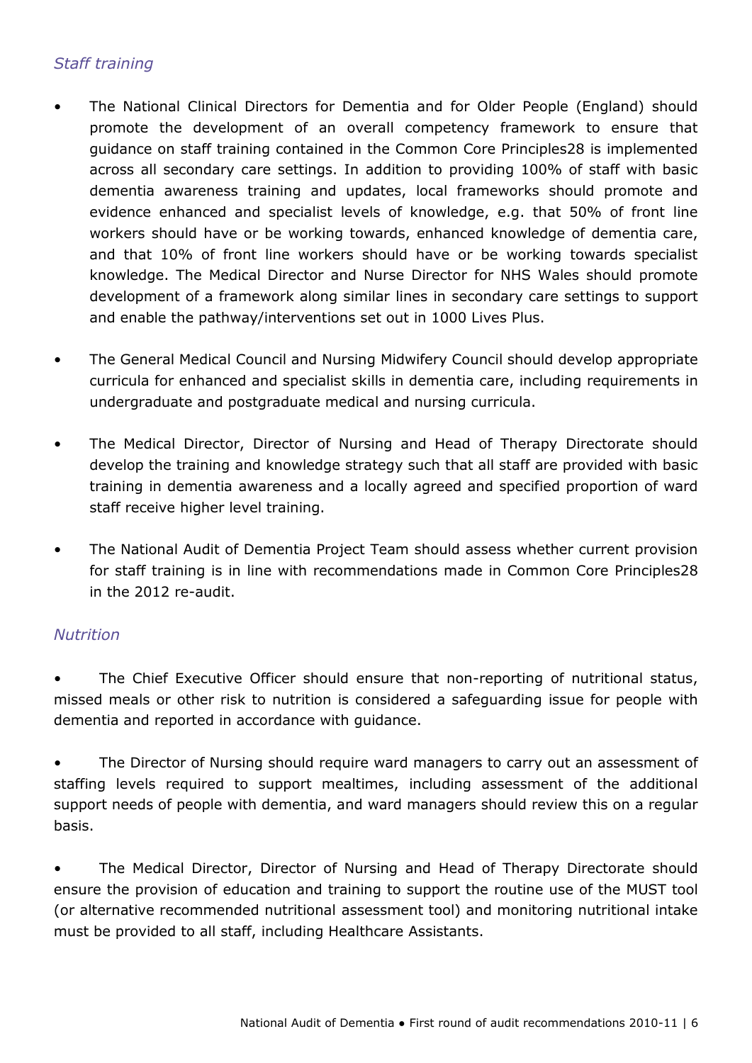*Staff training*

- The National Clinical Directors for Dementia and for Older People (England) should promote the development of an overall competency framework to ensure that guidance on staff training contained in the Common Core Principles28 is implemented across all secondary care settings. In addition to providing 100% of staff with basic dementia awareness training and updates, local frameworks should promote and evidence enhanced and specialist levels of knowledge, e.g. that 50% of front line workers should have or be working towards, enhanced knowledge of dementia care, and that 10% of front line workers should have or be working towards specialist knowledge. The Medical Director and Nurse Director for NHS Wales should promote development of a framework along similar lines in secondary care settings to support and enable the pathway/interventions set out in 1000 Lives Plus.

- The General Medical Council and Nursing Midwifery Council should develop appropriate curricula for enhanced and specialist skills in dementia care, including requirements in undergraduate and postgraduate medical and nursing curricula.

- The Medical Director, Director of Nursing and Head of Therapy Directorate should develop the training and knowledge strategy such that all staff are provided with basic training in dementia awareness and a locally agreed and specified proportion of ward staff receive higher level training.

- The National Audit of Dementia Project Team should assess whether current provision for staff training is in line with recommendations made in Common Core Principles28 in the 2012 re-audit.

*Nutrition*

- The Chief Executive Officer should ensure that non-reporting of nutritional status, missed meals or other risk to nutrition is considered a safeguarding issue for people with dementia and reported in accordance with guidance.

- The Director of Nursing should require ward managers to carry out an assessment of staffing levels required to support mealtimes, including assessment of the additional support needs of people with dementia, and ward managers should review this on a regular basis.

- The Medical Director, Director of Nursing and Head of Therapy Directorate should ensure the provision of education and training to support the routine use of the MUST tool (or alternative recommended nutritional assessment tool) and monitoring nutritional intake must be provided to all staff, including Healthcare Assistants.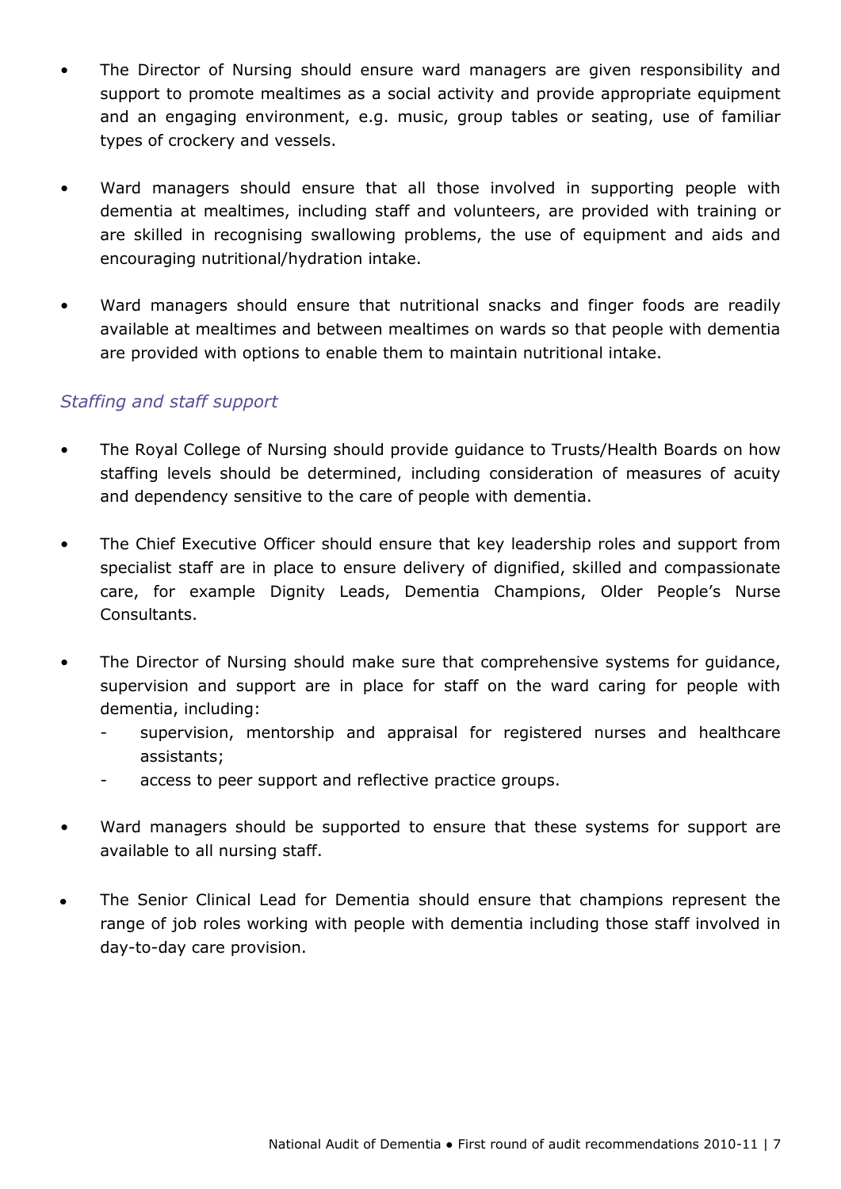- The Director of Nursing should ensure ward managers are given responsibility and support to promote mealtimes as a social activity and provide appropriate equipment and an engaging environment, e.g. music, group tables or seating, use of familiar types of crockery and vessels.

- Ward managers should ensure that all those involved in supporting people with dementia at mealtimes, including staff and volunteers, are provided with training or are skilled in recognising swallowing problems, the use of equipment and aids and encouraging nutritional/hydration intake.

- Ward managers should ensure that nutritional snacks and finger foods are readily available at mealtimes and between mealtimes on wards so that people with dementia are provided with options to enable them to maintain nutritional intake.

*Staffing and staff support*

- The Royal College of Nursing should provide guidance to Trusts/Health Boards on how staffing levels should be determined, including consideration of measures of acuity and dependency sensitive to the care of people with dementia.

- The Chief Executive Officer should ensure that key leadership roles and support from specialist staff are in place to ensure delivery of dignified, skilled and compassionate care, for example Dignity Leads, Dementia Champions, Older People's Nurse Consultants.

- The Director of Nursing should make sure that comprehensive systems for guidance, supervision and support are in place for staff on the ward caring for people with dementia, including:
  - supervision, mentorship and appraisal for registered nurses and healthcare assistants;
  - access to peer support and reflective practice groups.

- Ward managers should be supported to ensure that these systems for support are available to all nursing staff.

- The Senior Clinical Lead for Dementia should ensure that champions represent the range of job roles working with people with dementia including those staff involved in day-to-day care provision.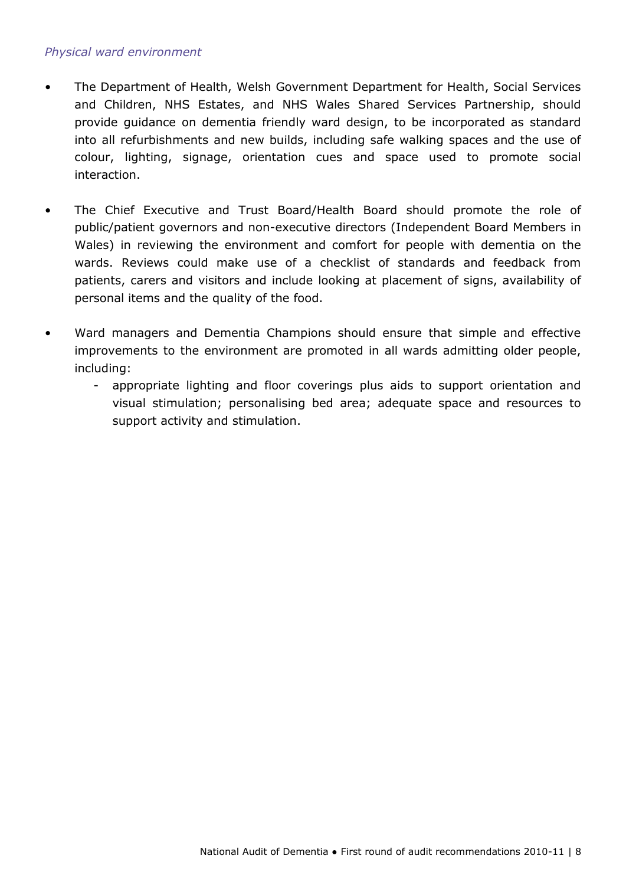*Physical ward environment*

- The Department of Health, Welsh Government Department for Health, Social Services and Children, NHS Estates, and NHS Wales Shared Services Partnership, should provide guidance on dementia friendly ward design, to be incorporated as standard into all refurbishments and new builds, including safe walking spaces and the use of colour, lighting, signage, orientation cues and space used to promote social interaction.

- The Chief Executive and Trust Board/Health Board should promote the role of public/patient governors and non-executive directors (Independent Board Members in Wales) in reviewing the environment and comfort for people with dementia on the wards. Reviews could make use of a checklist of standards and feedback from patients, carers and visitors and include looking at placement of signs, availability of personal items and the quality of the food.

- Ward managers and Dementia Champions should ensure that simple and effective improvements to the environment are promoted in all wards admitting older people, including:
    - appropriate lighting and floor coverings plus aids to support orientation and visual stimulation; personalising bed area; adequate space and resources to support activity and stimulation.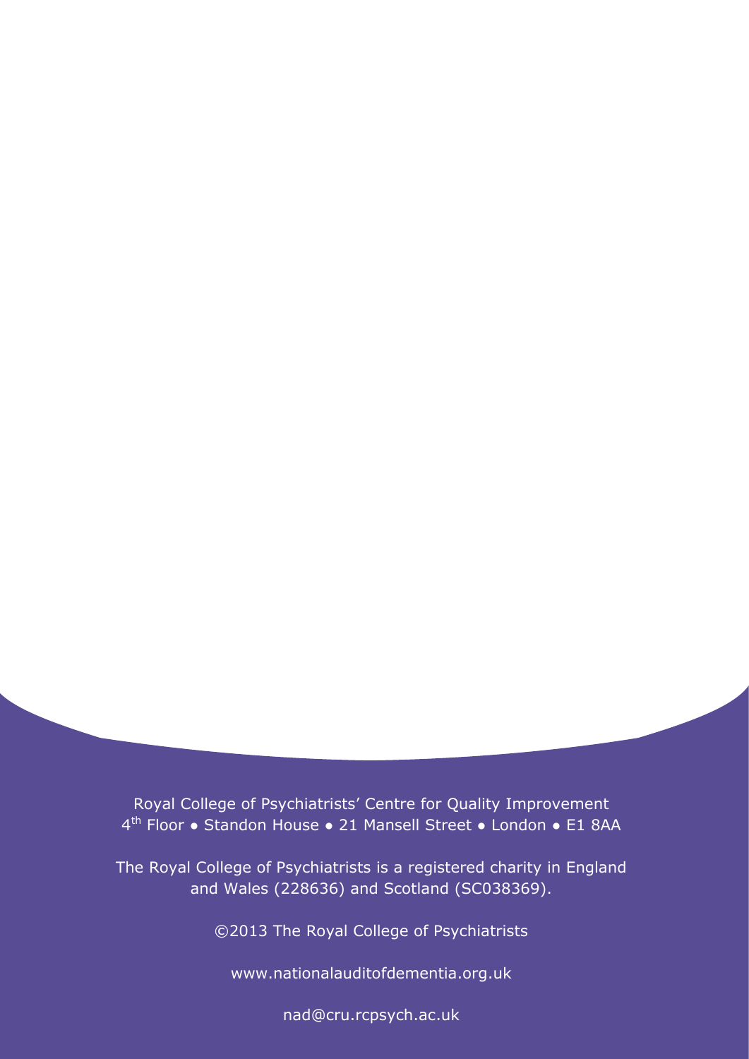Royal College of Psychiatrists' Centre for Quality Improvement
4th Floor ● Standon House ● 21 Mansell Street ● London ● E1 8AA

The Royal College of Psychiatrists is a registered charity in England and Wales (228636) and Scotland (SC038369).

©2013 The Royal College of Psychiatrists

www.nationalauditofdementia.org.uk

nad@cru.rcpsych.ac.uk